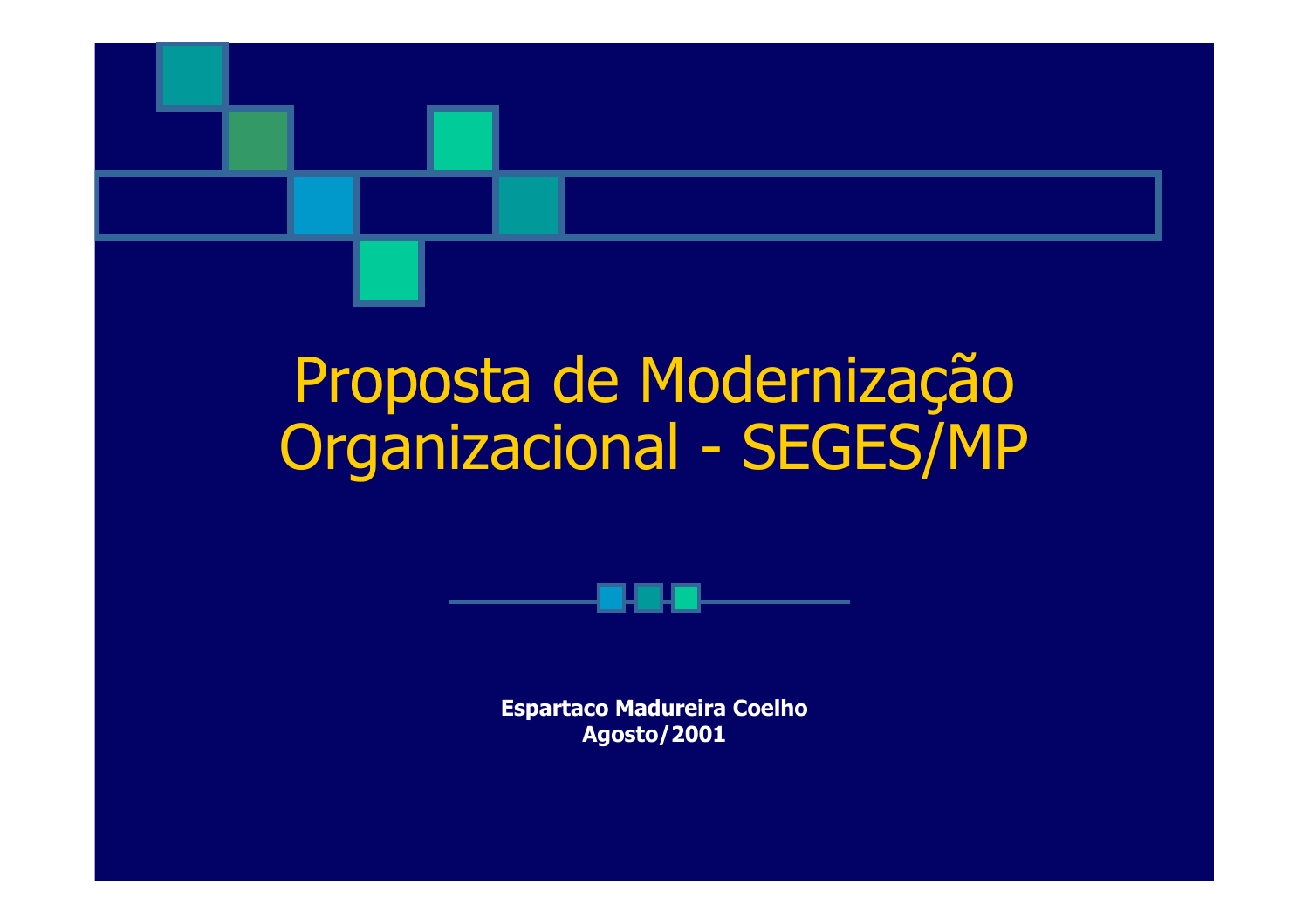# Proposta de Modernização Organizacional - SEGES/MP

**Espartaco Madureira Coelho**
**Agosto/2001**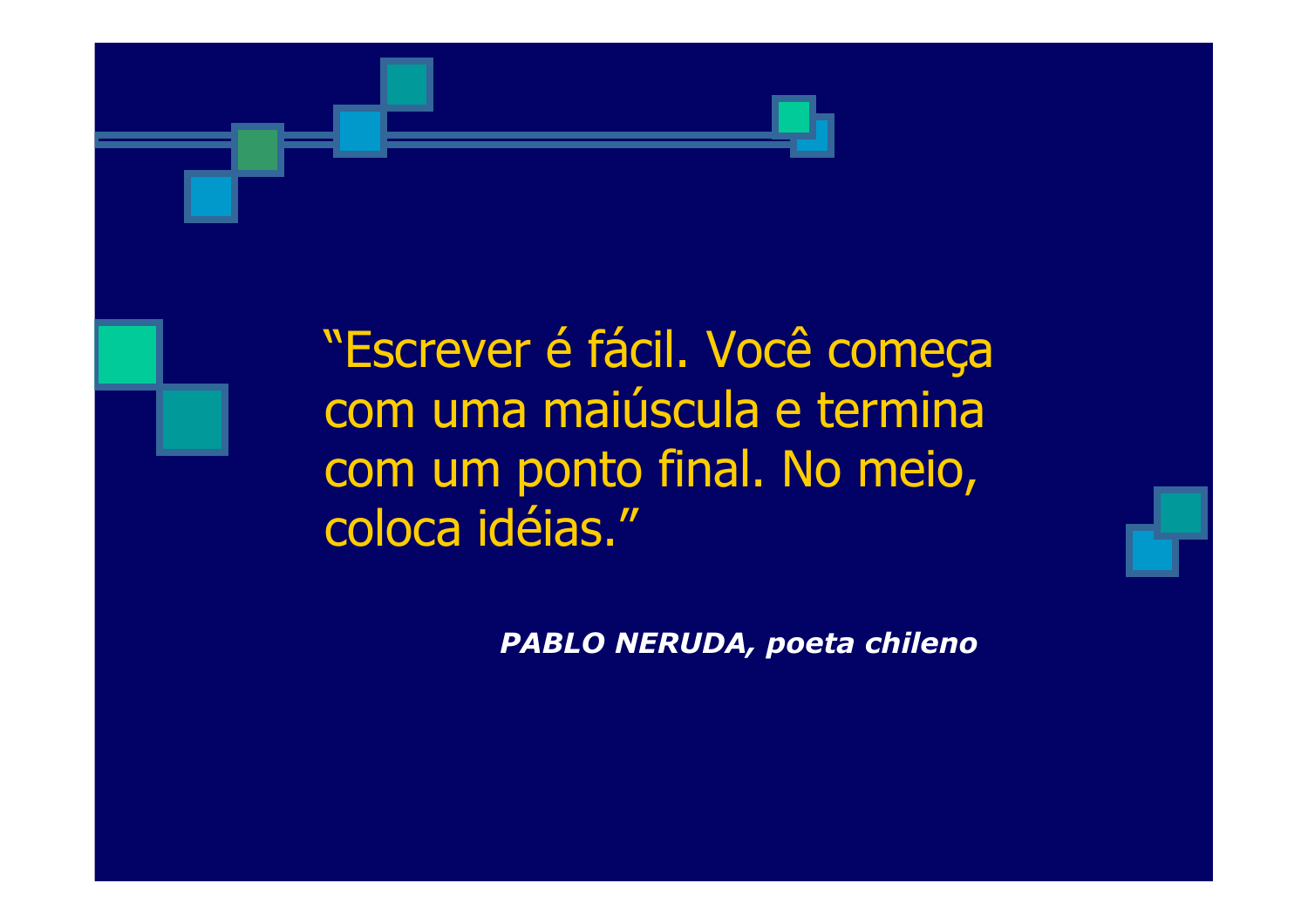"Escrever é fácil. Você começa com uma maiúscula e termina com um ponto final. No meio, coloca idéias."

***PABLO NERUDA, poeta chileno***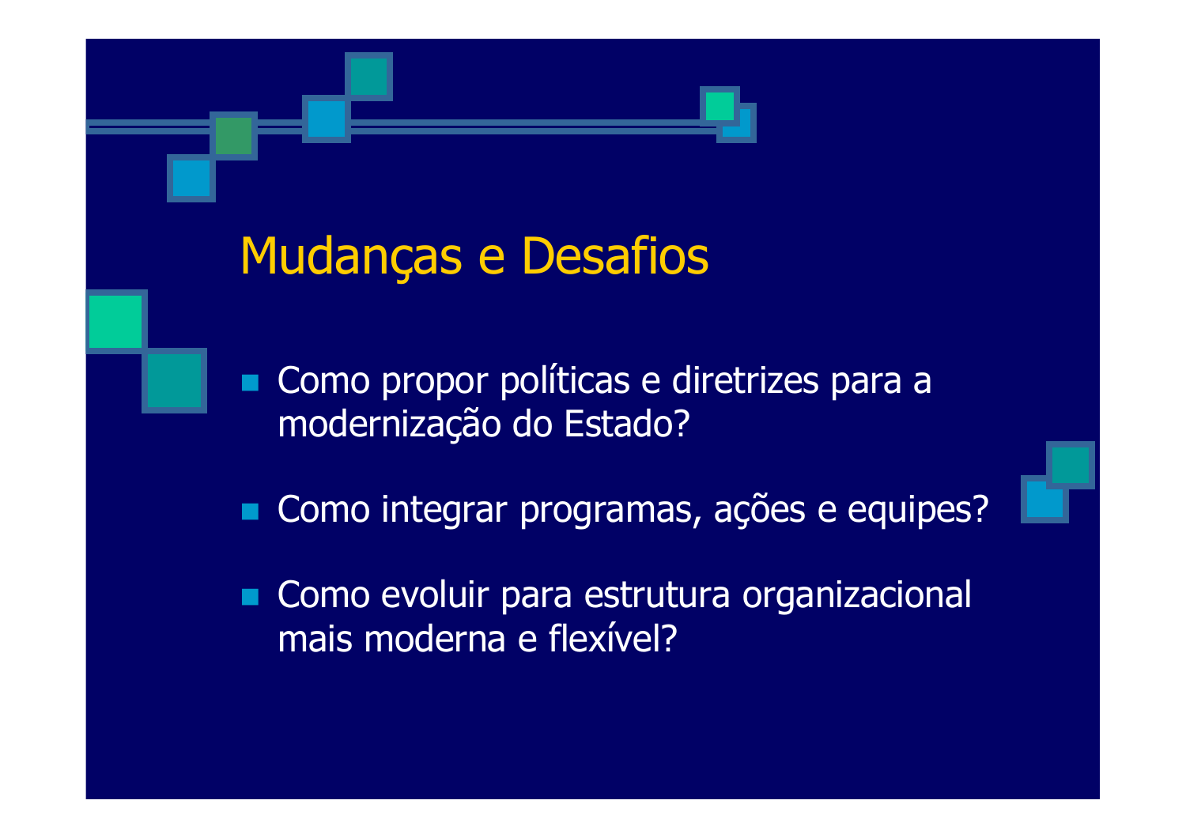# Mudanças e Desafios

- Como propor políticas e diretrizes para a modernização do Estado?
- Como integrar programas, ações e equipes?
- Como evoluir para estrutura organizacional mais moderna e flexível?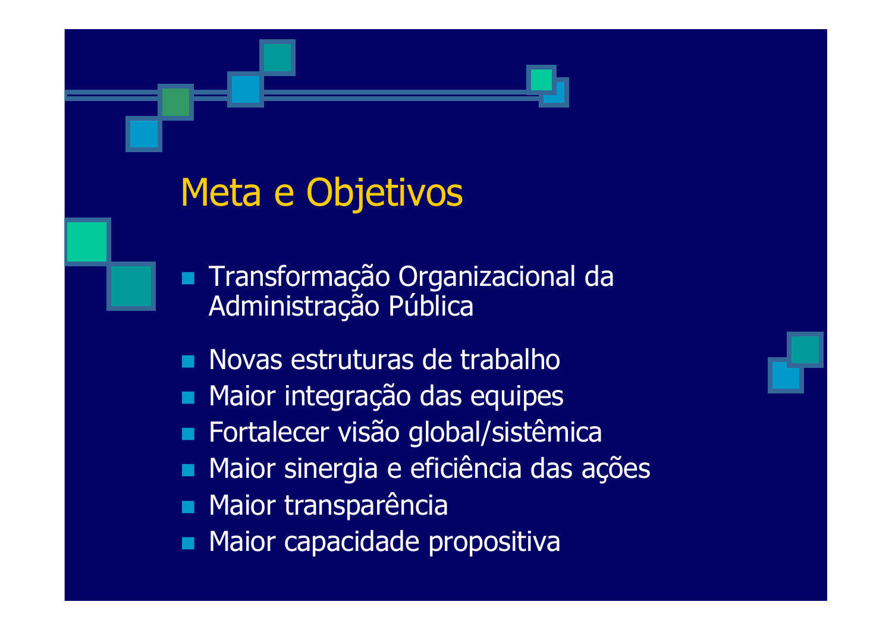# Meta e Objetivos

- Transformação Organizacional da Administração Pública

- Novas estruturas de trabalho
- Maior integração das equipes
- Fortalecer visão global/sistêmica
- Maior sinergia e eficiência das ações
- Maior transparência
- Maior capacidade propositiva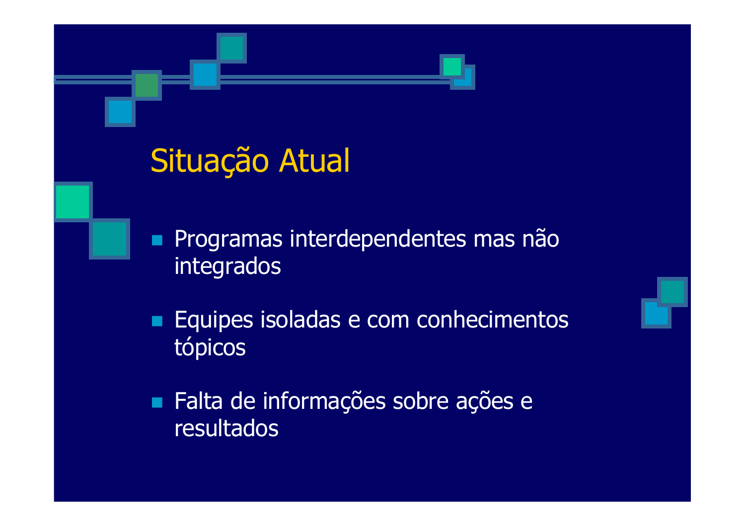# Situação Atual

- Programas interdependentes mas não integrados
- Equipes isoladas e com conhecimentos tópicos
- Falta de informações sobre ações e resultados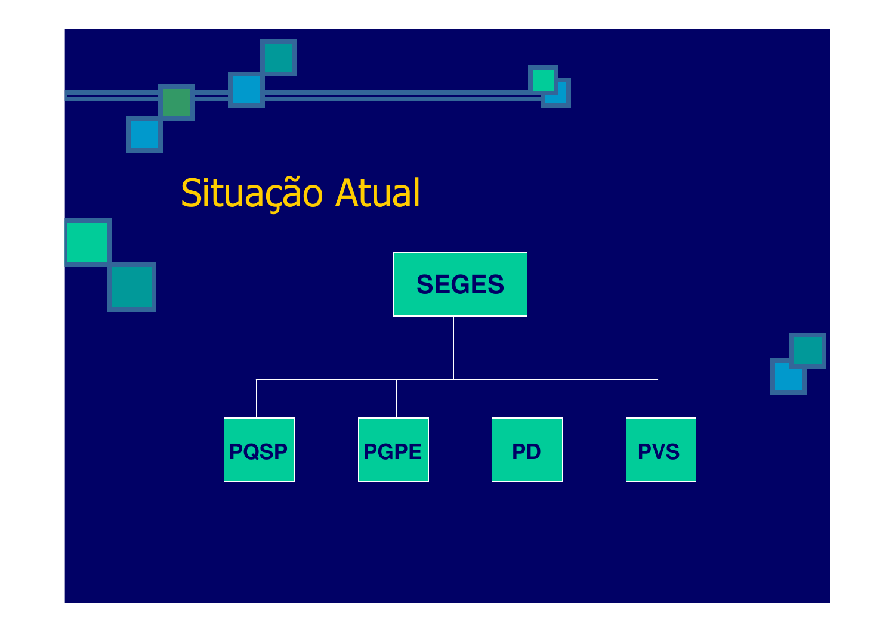# Situação Atual

- SEGES
  - PQSP
  - PGPE
  - PD
  - PVS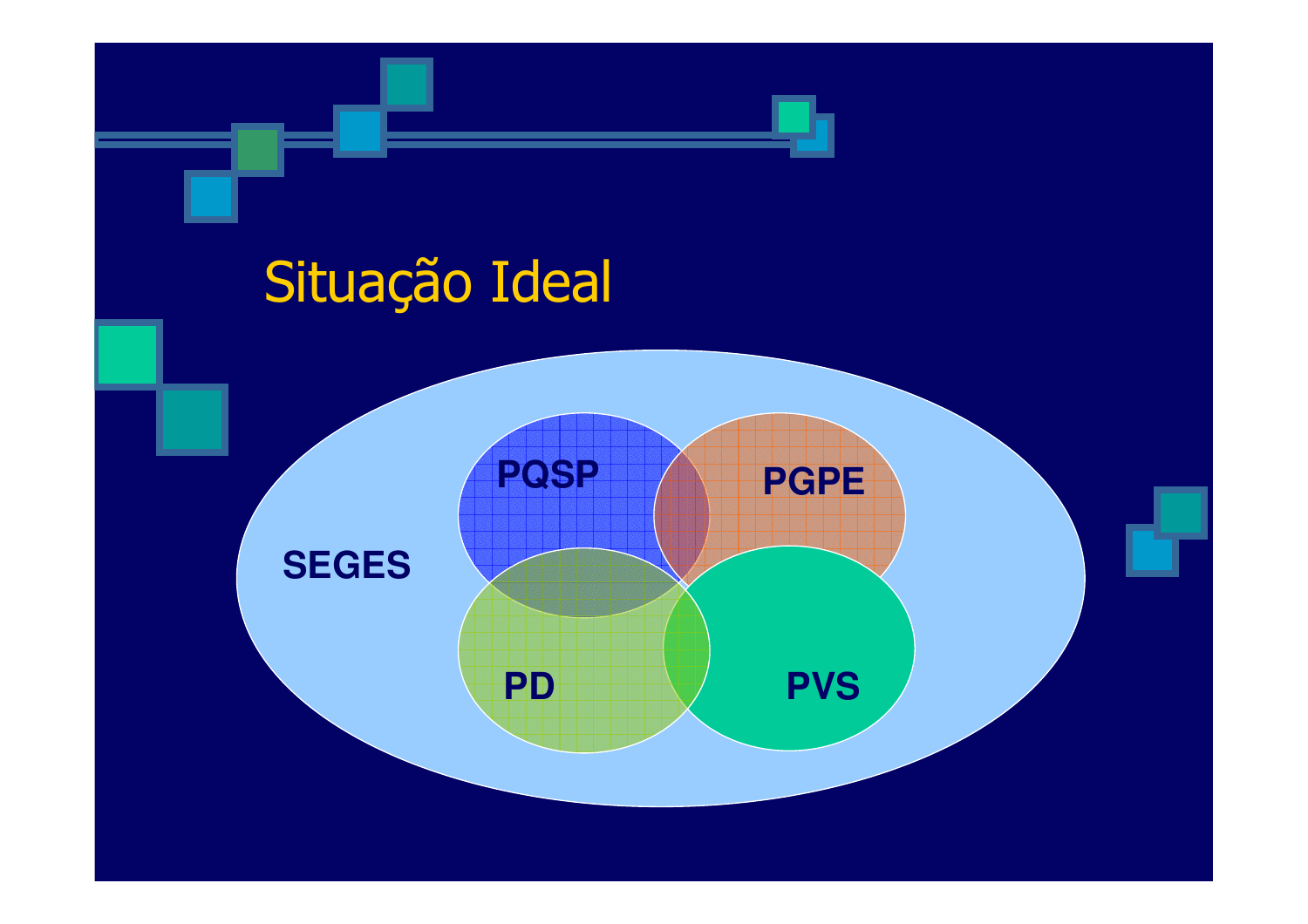# Situação Ideal

SEGES

PQSP

PGPE

PD

PVS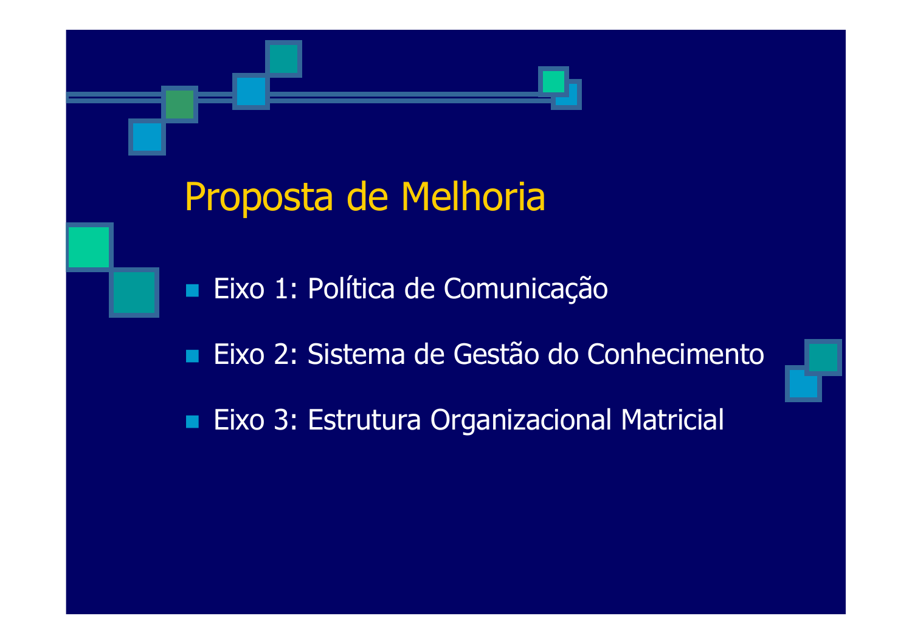# Proposta de Melhoria

- Eixo 1: Política de Comunicação
- Eixo 2: Sistema de Gestão do Conhecimento
- Eixo 3: Estrutura Organizacional Matricial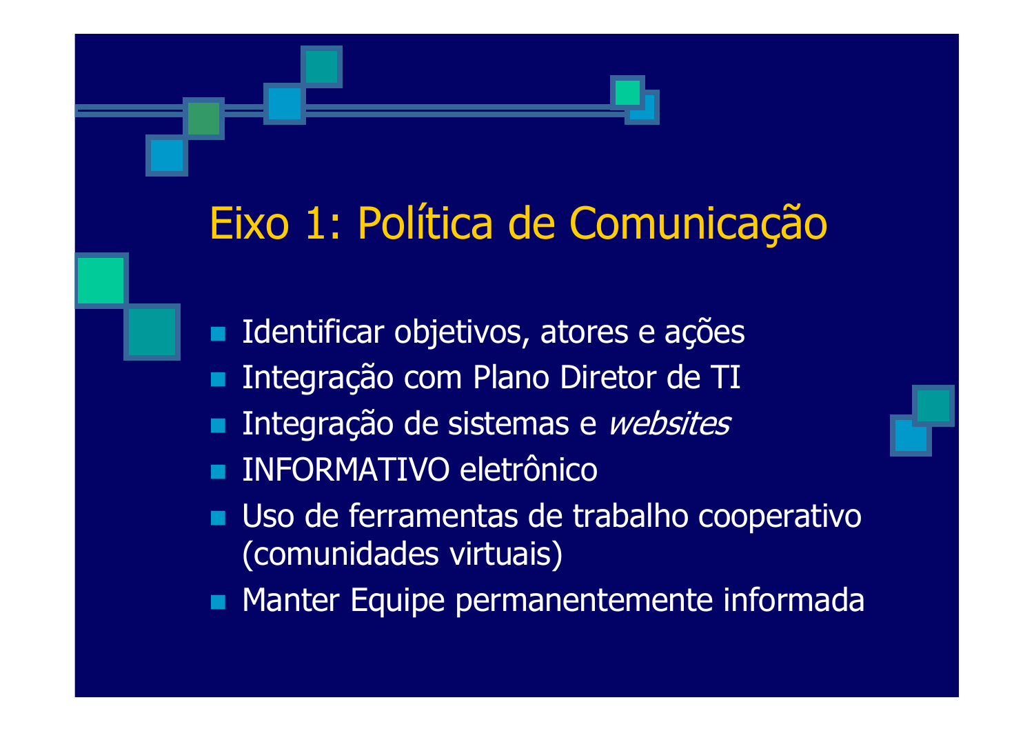# Eixo 1: Política de Comunicação

- Identificar objetivos, atores e ações
- Integração com Plano Diretor de TI
- Integração de sistemas e *websites*
- INFORMATIVO eletrônico
- Uso de ferramentas de trabalho cooperativo (comunidades virtuais)
- Manter Equipe permanentemente informada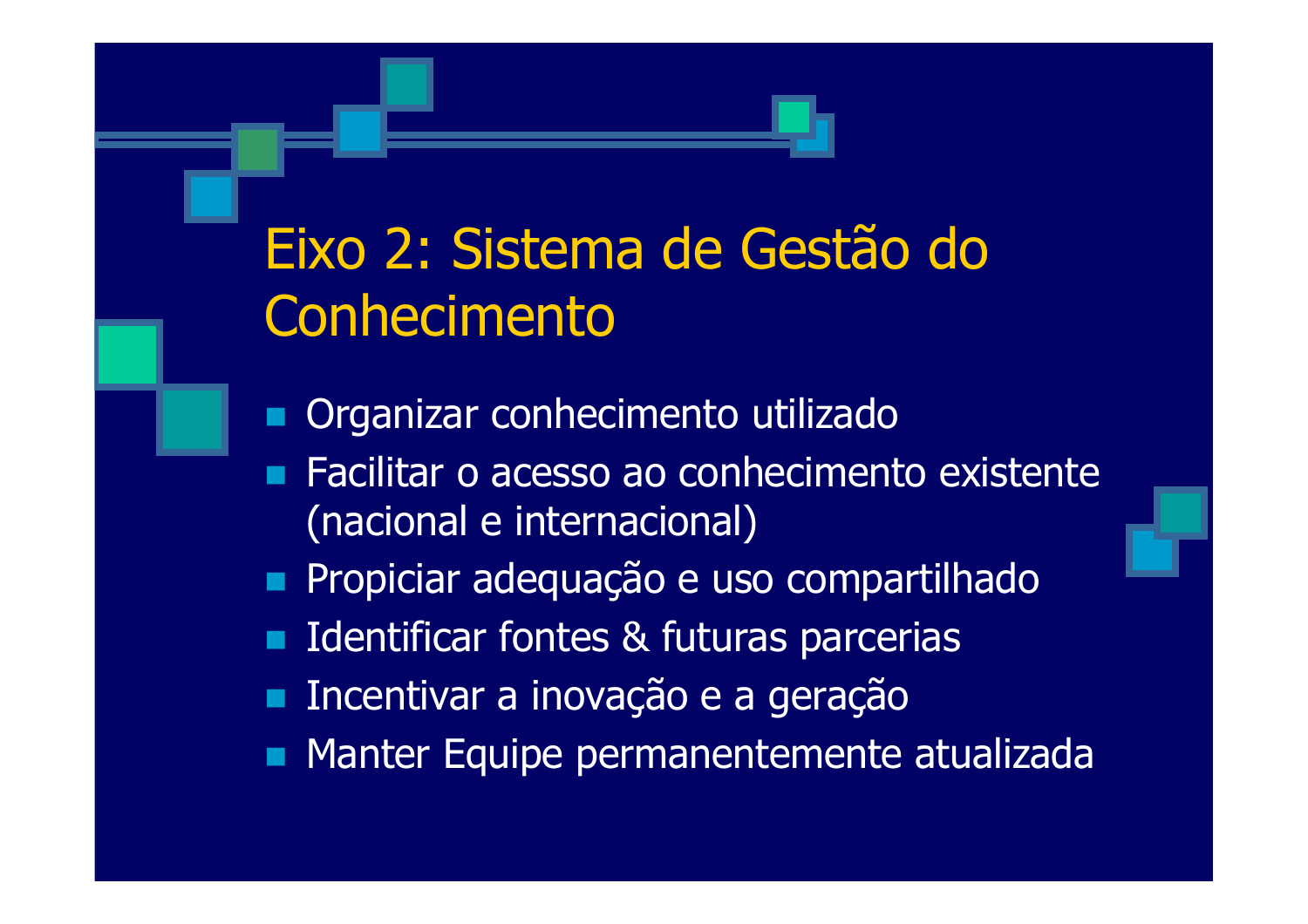# Eixo 2: Sistema de Gestão do Conhecimento

- Organizar conhecimento utilizado
- Facilitar o acesso ao conhecimento existente (nacional e internacional)
- Propiciar adequação e uso compartilhado
- Identificar fontes & futuras parcerias
- Incentivar a inovação e a geração
- Manter Equipe permanentemente atualizada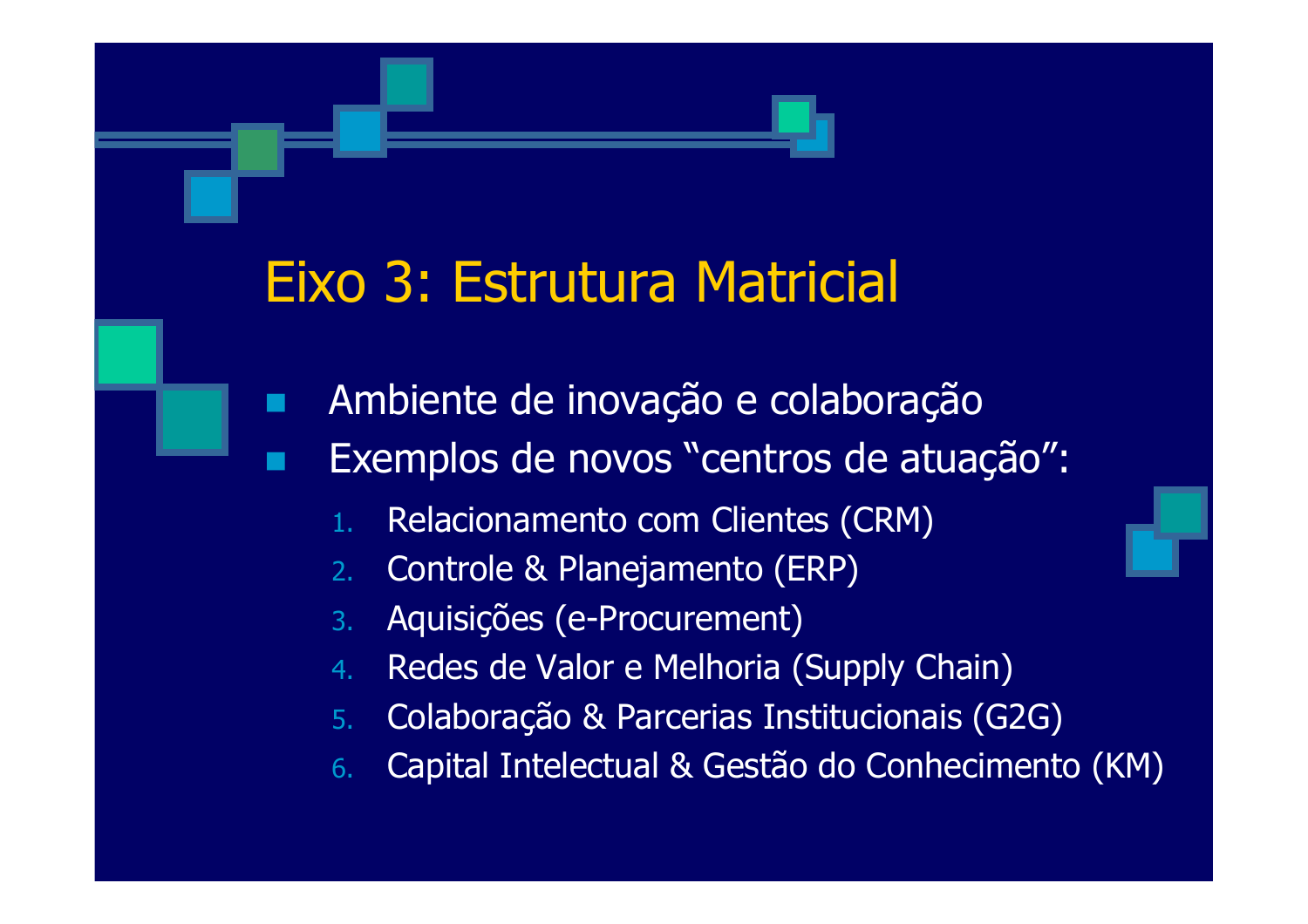# Eixo 3: Estrutura Matricial

- Ambiente de inovação e colaboração
- Exemplos de novos "centros de atuação":
  1. Relacionamento com Clientes (CRM)
  2. Controle & Planejamento (ERP)
  3. Aquisições (e-Procurement)
  4. Redes de Valor e Melhoria (Supply Chain)
  5. Colaboração & Parcerias Institucionais (G2G)
  6. Capital Intelectual & Gestão do Conhecimento (KM)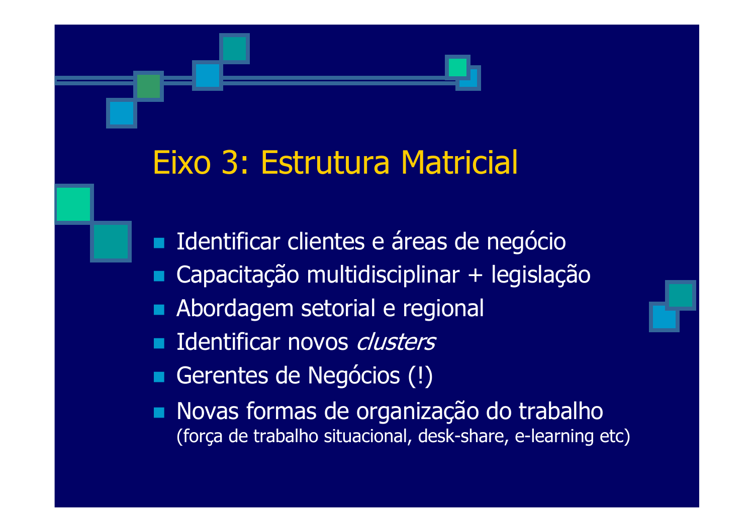# Eixo 3: Estrutura Matricial

- Identificar clientes e áreas de negócio
- Capacitação multidisciplinar + legislação
- Abordagem setorial e regional
- Identificar novos *clusters*
- Gerentes de Negócios (!)
- Novas formas de organização do trabalho
  (força de trabalho situacional, desk-share, e-learning etc)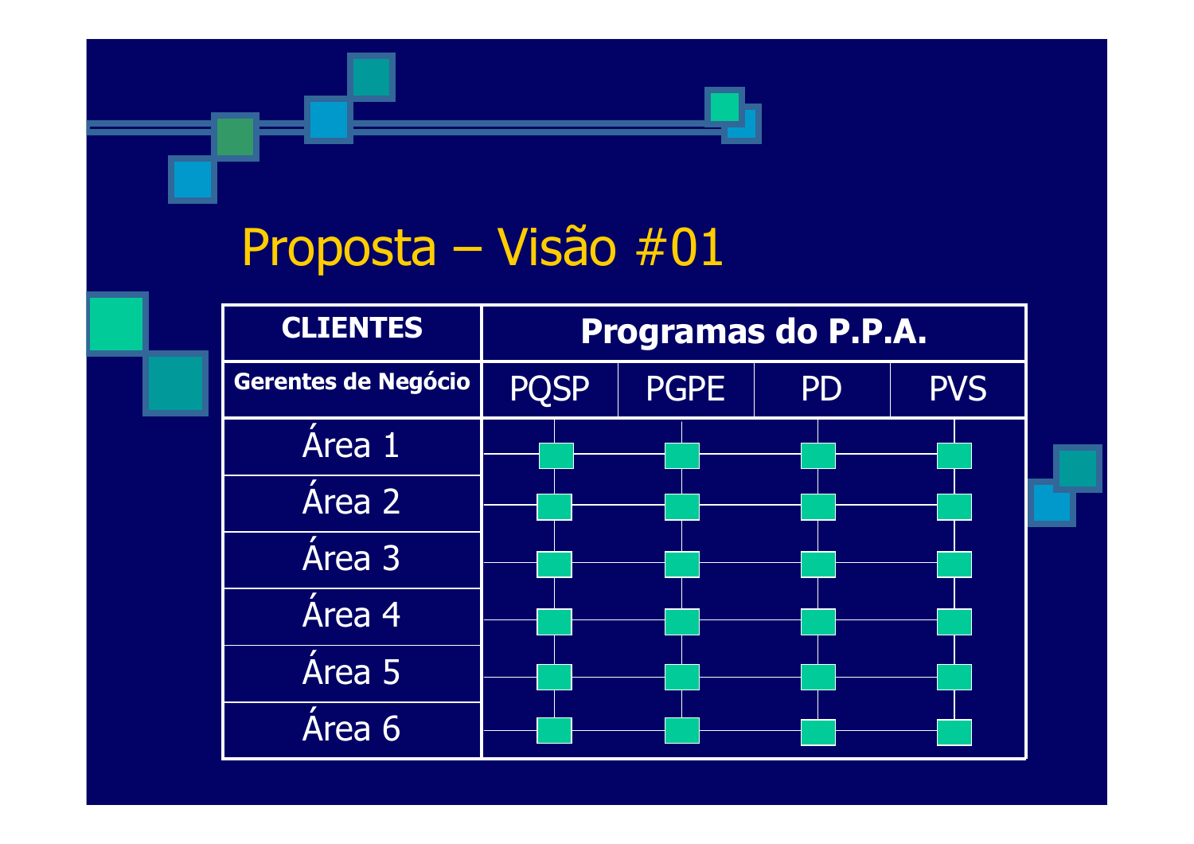# Proposta – Visão #01

| **CLIENTES** | **Programas do P.P.A.** | | | |
|---|---|---|---|---|
| **Gerentes de Negócio** | PQSP | PGPE | PD | PVS |
| Área 1 | ■ | ■ | ■ | ■ |
| Área 2 | ■ | ■ | ■ | ■ |
| Área 3 | ■ | ■ | ■ | ■ |
| Área 4 | ■ | ■ | ■ | ■ |
| Área 5 | ■ | ■ | ■ | ■ |
| Área 6 | ■ | ■ | ■ | ■ |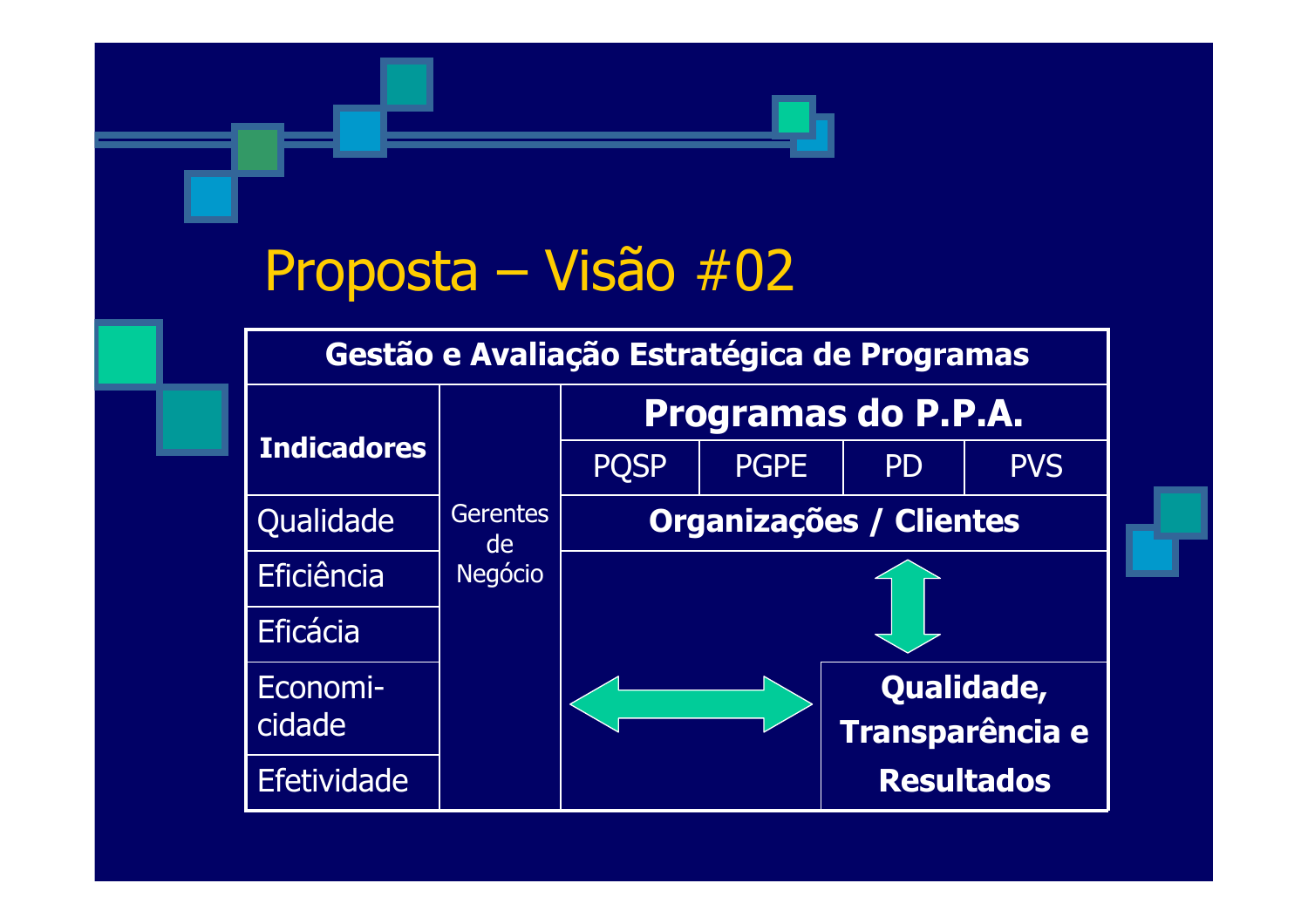# Proposta – Visão #02

| Gestão e Avaliação Estratégica de Programas | | | | | |
|---|---|---|---|---|---|
| **Indicadores** | Gerentes de Negócio | **Programas do P.P.A.** | | | |
| | | PQSP | PGPE | PD | PVS |
| Qualidade | | **Organizações / Clientes** | | | |
| Eficiência | | ↕ | | | |
| Eficácia | | | | | |
| Economi-cidade | | ↔ | | **Qualidade, Transparência e Resultados** | |
| Efetividade | | | | | |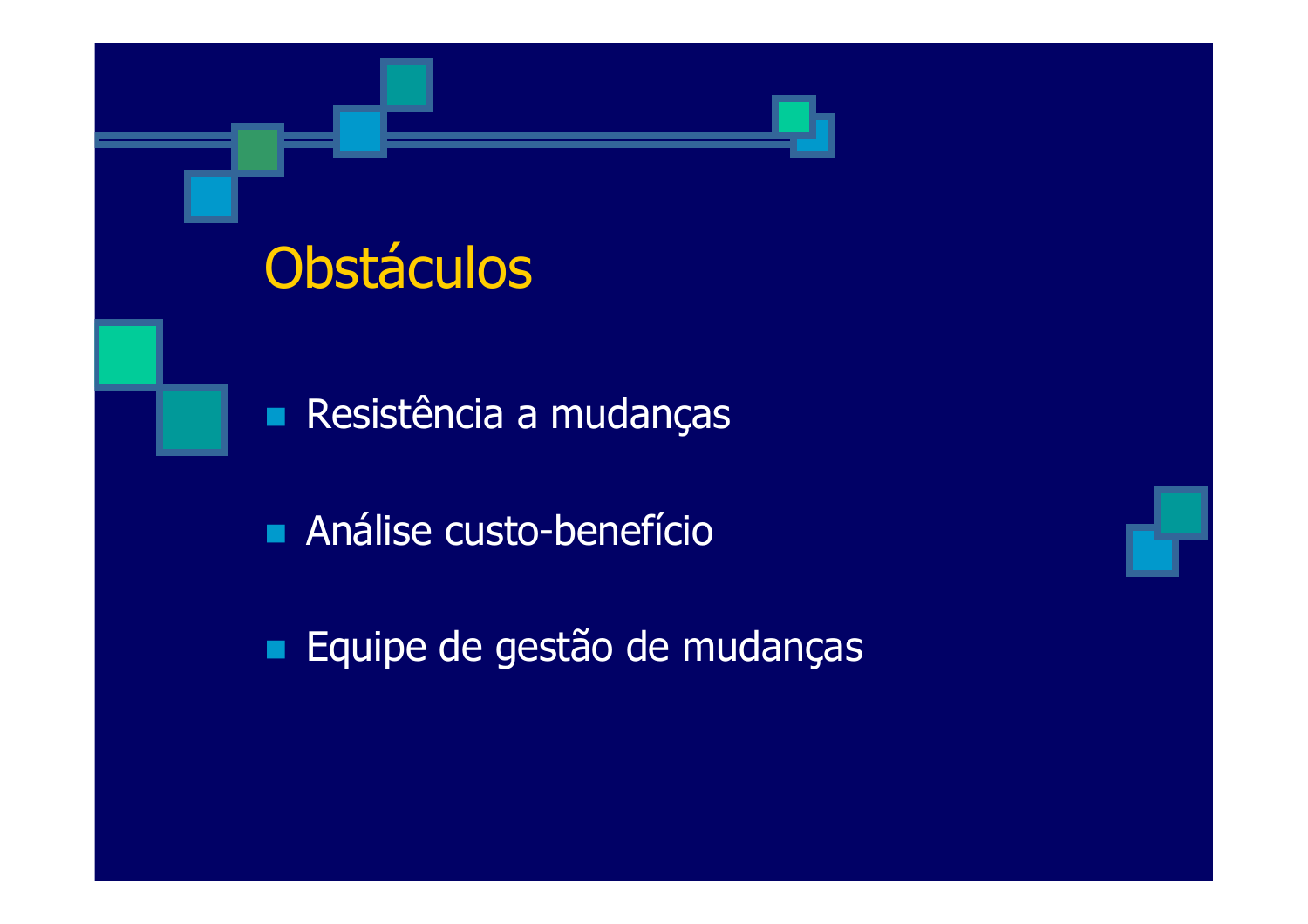# Obstáculos

- Resistência a mudanças
- Análise custo-benefício
- Equipe de gestão de mudanças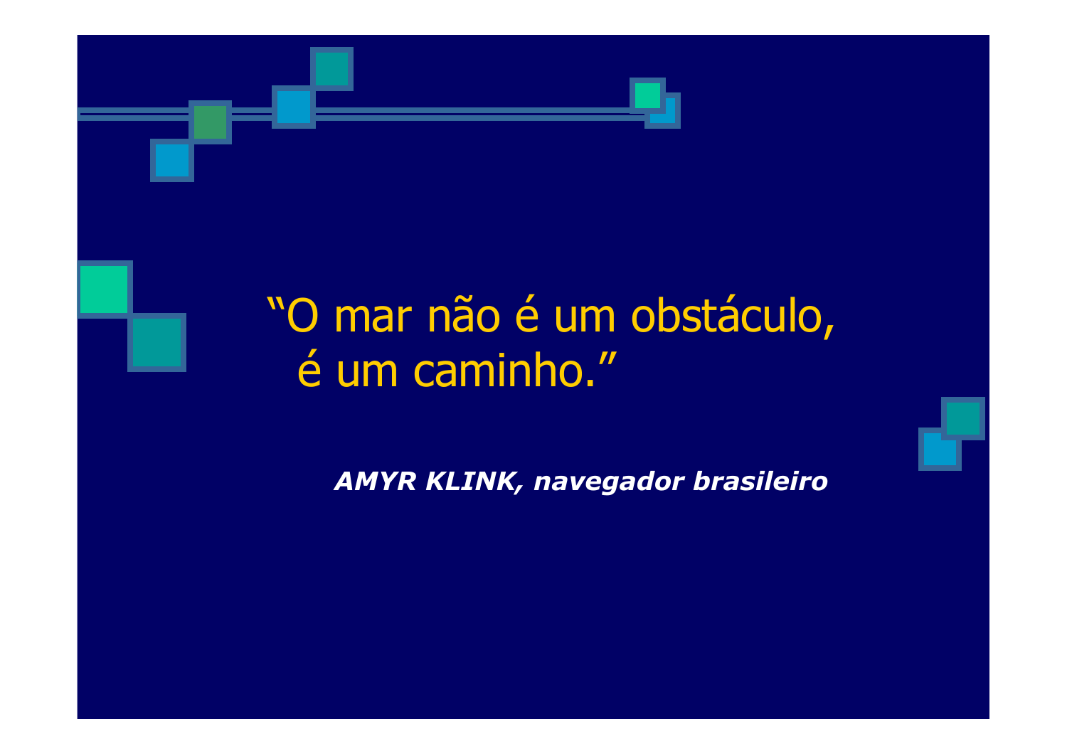"O mar não é um obstáculo, é um caminho."

***AMYR KLINK, navegador brasileiro***